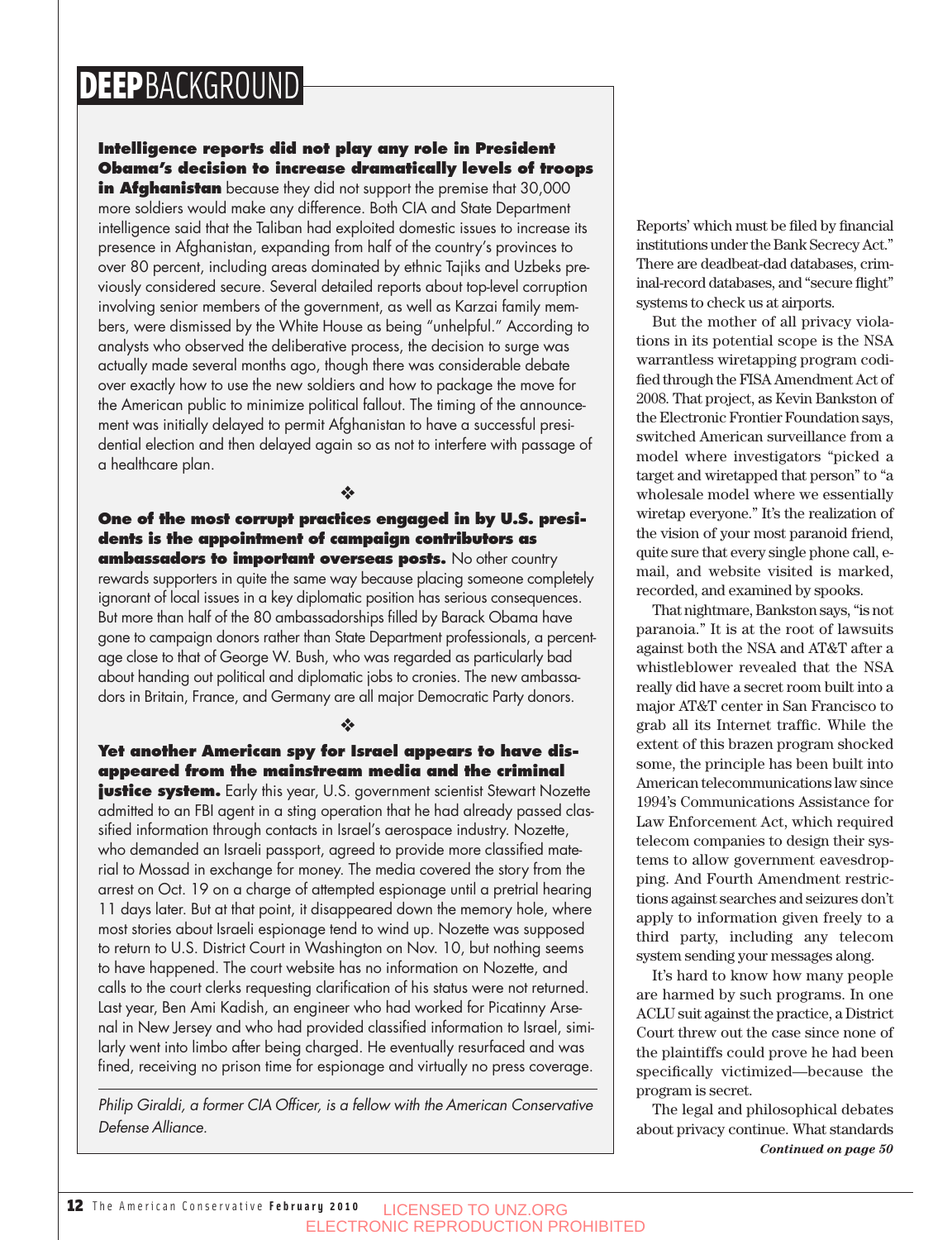# DEEPBACKGROUND

**Intelligence reports did not play any role in President Obama's decision to increase dramatically levels of troops in Afghanistan** because they did not support the premise that 30,000 more soldiers would make any difference. Both CIA and State Department intelligence said that the Taliban had exploited domestic issues to increase its presence in Afghanistan, expanding from half of the country's provinces to over 80 percent, including areas dominated by ethnic Tajiks and Uzbeks previously considered secure. Several detailed reports about top-level corruption involving senior members of the government, as well as Karzai family members, were dismissed by the White House as being "unhelpful." According to analysts who observed the deliberative process, the decision to surge was actually made several months ago, though there was considerable debate over exactly how to use the new soldiers and how to package the move for the American public to minimize political fallout. The timing of the announcement was initially delayed to permit Afghanistan to have a successful presidential election and then delayed again so as not to interfere with passage of a healthcare plan.

❖

**One of the most corrupt practices engaged in by U.S. presidents is the appointment of campaign contributors as ambassadors to important overseas posts.** No other country rewards supporters in quite the same way because placing someone completely ignorant of local issues in a key diplomatic position has serious consequences. But more than half of the 80 ambassadorships filled by Barack Obama have gone to campaign donors rather than State Department professionals, a percentage close to that of George W. Bush, who was regarded as particularly bad about handing out political and diplomatic jobs to cronies. The new ambassadors in Britain, France, and Germany are all major Democratic Party donors.

❖

**Yet another American spy for Israel appears to have disappeared from the mainstream media and the criminal justice system.** Early this year, U.S. government scientist Stewart Nozette admitted to an FBI agent in a sting operation that he had already passed classified information through contacts in Israel's aerospace industry. Nozette, who demanded an Israeli passport, agreed to provide more classified material to Mossad in exchange for money. The media covered the story from the arrest on Oct. 19 on a charge of attempted espionage until a pretrial hearing 11 days later. But at that point, it disappeared down the memory hole, where most stories about Israeli espionage tend to wind up. Nozette was supposed to return to U.S. District Court in Washington on Nov. 10, but nothing seems to have happened. The court website has no information on Nozette, and calls to the court clerks requesting clarification of his status were not returned. Last year, Ben Ami Kadish, an engineer who had worked for Picatinny Arsenal in New Jersey and who had provided classified information to Israel, similarly went into limbo after being charged. He eventually resurfaced and was fined, receiving no prison time for espionage and virtually no press coverage.

*Philip Giraldi, a former CIA Officer, is a fellow with the American Conservative Defense Alliance.*

Reports' which must be filed by financial institutions under the Bank Secrecy Act." There are deadbeat-dad databases, criminal-record databases, and "secure flight" systems to check us at airports.

But the mother of all privacy violations in its potential scope is the NSA warrantless wiretapping program codified through the FISA Amendment Act of 2008. That project, as Kevin Bankston of the Electronic Frontier Foundation says, switched American surveillance from a model where investigators "picked a target and wiretapped that person" to "a wholesale model where we essentially wiretap everyone." It's the realization of the vision of your most paranoid friend, quite sure that every single phone call, e-mail, and website visited is marked, recorded, and examined by spooks.

That nightmare, Bankston says, "is not paranoia." It is at the root of lawsuits against both the NSA and AT&T after a whistleblower revealed that the NSA really did have a secret room built into a major AT&T center in San Francisco to grab all its Internet traffic. While the extent of this brazen program shocked some, the principle has been built into American telecommunications law since 1994's Communications Assistance for Law Enforcement Act, which required telecom companies to design their systems to allow government eavesdropping. And Fourth Amendment restrictions against searches and seizures don't apply to information given freely to a third party, including any telecom system sending your messages along.

It's hard to know how many people are harmed by such programs. In one ACLU suit against the practice, a District Court threw out the case since none of the plaintiffs could prove he had been specifically victimized—because the program is secret.

The legal and philosophical debates about privacy continue. What standards

***Continued on page 50***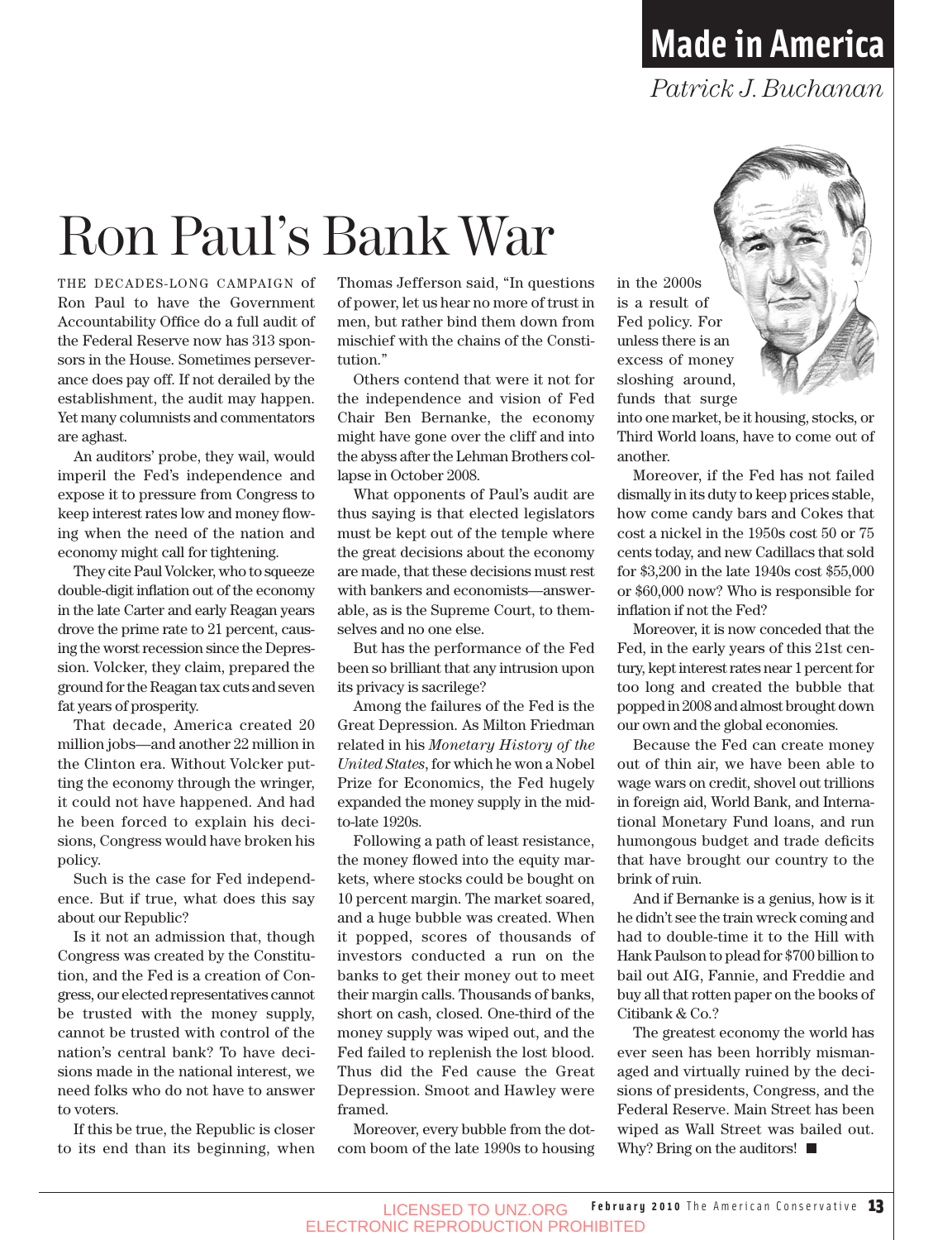Made in America

Patrick J. Buchanan

# Ron Paul's Bank War

THE DECADES-LONG CAMPAIGN of Ron Paul to have the Government Accountability Office do a full audit of the Federal Reserve now has 313 sponsors in the House. Sometimes perseverance does pay off. If not derailed by the establishment, the audit may happen. Yet many columnists and commentators are aghast.

An auditors' probe, they wail, would imperil the Fed's independence and expose it to pressure from Congress to keep interest rates low and money flowing when the need of the nation and economy might call for tightening.

They cite Paul Volcker, who to squeeze double-digit inflation out of the economy in the late Carter and early Reagan years drove the prime rate to 21 percent, causing the worst recession since the Depression. Volcker, they claim, prepared the ground for the Reagan tax cuts and seven fat years of prosperity.

That decade, America created 20 million jobs—and another 22 million in the Clinton era. Without Volcker putting the economy through the wringer, it could not have happened. And had he been forced to explain his decisions, Congress would have broken his policy.

Such is the case for Fed independence. But if true, what does this say about our Republic?

Is it not an admission that, though Congress was created by the Constitution, and the Fed is a creation of Congress, our elected representatives cannot be trusted with the money supply, cannot be trusted with control of the nation's central bank? To have decisions made in the national interest, we need folks who do not have to answer to voters.

If this be true, the Republic is closer to its end than its beginning, when Thomas Jefferson said, "In questions of power, let us hear no more of trust in men, but rather bind them down from mischief with the chains of the Constitution."

Others contend that were it not for the independence and vision of Fed Chair Ben Bernanke, the economy might have gone over the cliff and into the abyss after the Lehman Brothers collapse in October 2008.

What opponents of Paul's audit are thus saying is that elected legislators must be kept out of the temple where the great decisions about the economy are made, that these decisions must rest with bankers and economists—answerable, as is the Supreme Court, to themselves and no one else.

But has the performance of the Fed been so brilliant that any intrusion upon its privacy is sacrilege?

Among the failures of the Fed is the Great Depression. As Milton Friedman related in his *Monetary History of the United States*, for which he won a Nobel Prize for Economics, the Fed hugely expanded the money supply in the mid-to-late 1920s.

Following a path of least resistance, the money flowed into the equity markets, where stocks could be bought on 10 percent margin. The market soared, and a huge bubble was created. When it popped, scores of thousands of investors conducted a run on the banks to get their money out to meet their margin calls. Thousands of banks, short on cash, closed. One-third of the money supply was wiped out, and the Fed failed to replenish the lost blood. Thus did the Fed cause the Great Depression. Smoot and Hawley were framed.

Moreover, every bubble from the dot-com boom of the late 1990s to housing in the 2000s is a result of Fed policy. For unless there is an excess of money sloshing around, funds that surge into one market, be it housing, stocks, or Third World loans, have to come out of another.

Moreover, if the Fed has not failed dismally in its duty to keep prices stable, how come candy bars and Cokes that cost a nickel in the 1950s cost 50 or 75 cents today, and new Cadillacs that sold for $3,200 in the late 1940s cost $55,000 or $60,000 now? Who is responsible for inflation if not the Fed?

Moreover, it is now conceded that the Fed, in the early years of this 21st century, kept interest rates near 1 percent for too long and created the bubble that popped in 2008 and almost brought down our own and the global economies.

Because the Fed can create money out of thin air, we have been able to wage wars on credit, shovel out trillions in foreign aid, World Bank, and International Monetary Fund loans, and run humongous budget and trade deficits that have brought our country to the brink of ruin.

And if Bernanke is a genius, how is it he didn't see the train wreck coming and had to double-time it to the Hill with Hank Paulson to plead for $700 billion to bail out AIG, Fannie, and Freddie and buy all that rotten paper on the books of Citibank & Co.?

The greatest economy the world has ever seen has been horribly mismanaged and virtually ruined by the decisions of presidents, Congress, and the Federal Reserve. Main Street has been wiped as Wall Street was bailed out. Why? Bring on the auditors! ■